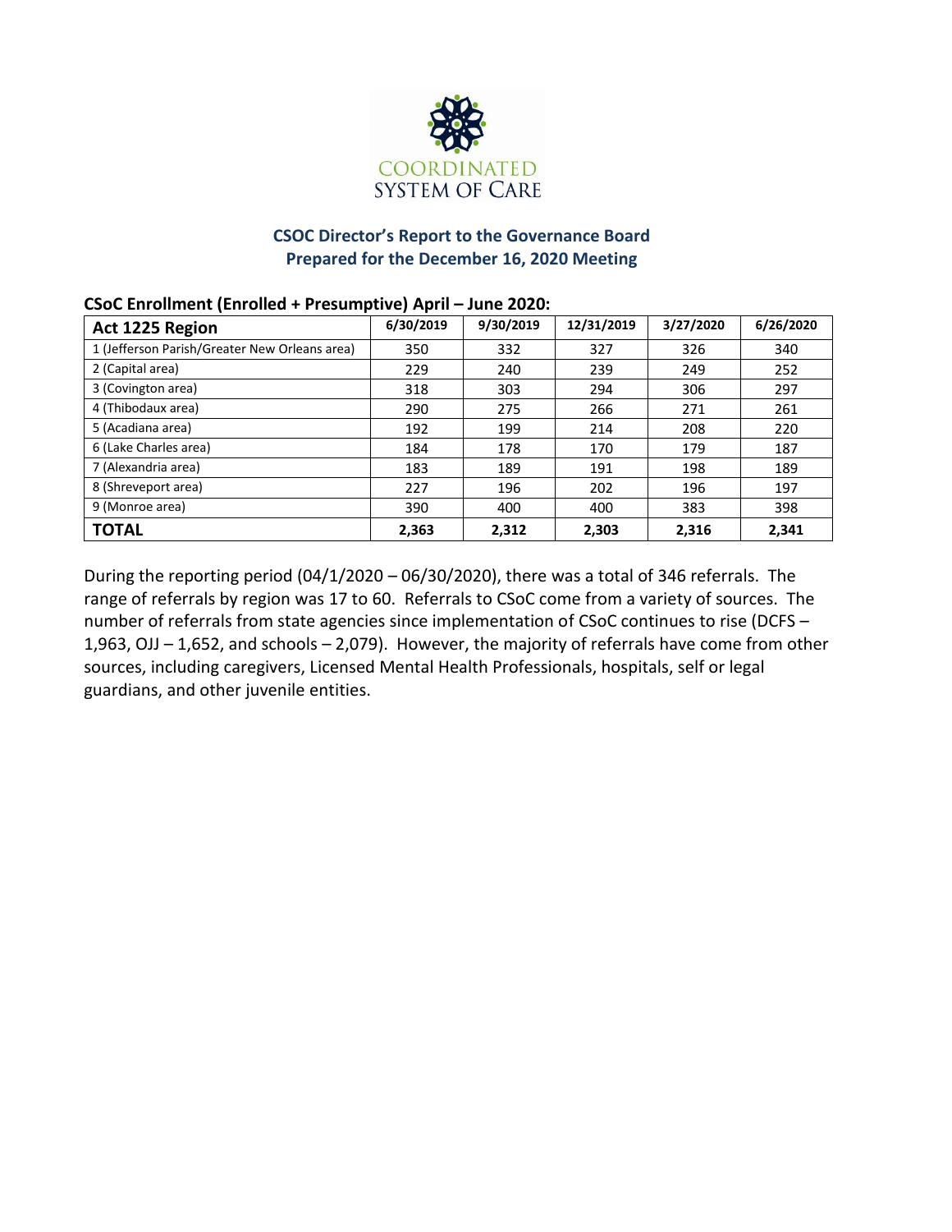COORDINATED
SYSTEM OF CARE

## CSOC Director's Report to the Governance Board
## Prepared for the December 16, 2020 Meeting

**CSoC Enrollment (Enrolled + Presumptive) April – June 2020:**

| Act 1225 Region | 6/30/2019 | 9/30/2019 | 12/31/2019 | 3/27/2020 | 6/26/2020 |
|---|---|---|---|---|---|
| 1 (Jefferson Parish/Greater New Orleans area) | 350 | 332 | 327 | 326 | 340 |
| 2 (Capital area) | 229 | 240 | 239 | 249 | 252 |
| 3 (Covington area) | 318 | 303 | 294 | 306 | 297 |
| 4 (Thibodaux area) | 290 | 275 | 266 | 271 | 261 |
| 5 (Acadiana area) | 192 | 199 | 214 | 208 | 220 |
| 6 (Lake Charles area) | 184 | 178 | 170 | 179 | 187 |
| 7 (Alexandria area) | 183 | 189 | 191 | 198 | 189 |
| 8 (Shreveport area) | 227 | 196 | 202 | 196 | 197 |
| 9 (Monroe area) | 390 | 400 | 400 | 383 | 398 |
| **TOTAL** | **2,363** | **2,312** | **2,303** | **2,316** | **2,341** |

During the reporting period (04/1/2020 – 06/30/2020), there was a total of 346 referrals. The range of referrals by region was 17 to 60. Referrals to CSoC come from a variety of sources. The number of referrals from state agencies since implementation of CSoC continues to rise (DCFS – 1,963, OJJ – 1,652, and schools – 2,079). However, the majority of referrals have come from other sources, including caregivers, Licensed Mental Health Professionals, hospitals, self or legal guardians, and other juvenile entities.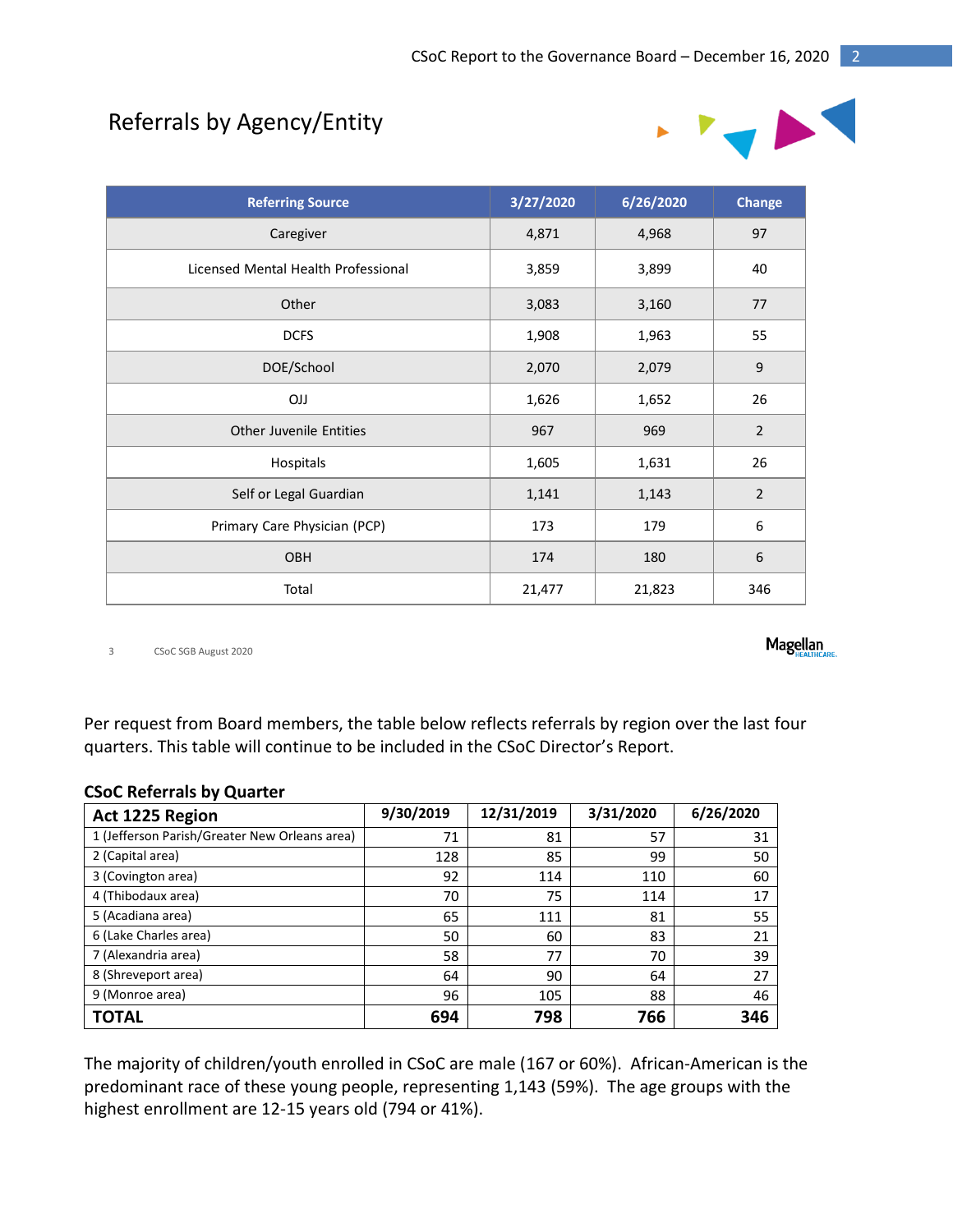## Referrals by Agency/Entity

| Referring Source | 3/27/2020 | 6/26/2020 | Change |
|---|---|---|---|
| Caregiver | 4,871 | 4,968 | 97 |
| Licensed Mental Health Professional | 3,859 | 3,899 | 40 |
| Other | 3,083 | 3,160 | 77 |
| DCFS | 1,908 | 1,963 | 55 |
| DOE/School | 2,070 | 2,079 | 9 |
| OJJ | 1,626 | 1,652 | 26 |
| Other Juvenile Entities | 967 | 969 | 2 |
| Hospitals | 1,605 | 1,631 | 26 |
| Self or Legal Guardian | 1,141 | 1,143 | 2 |
| Primary Care Physician (PCP) | 173 | 179 | 6 |
| OBH | 174 | 180 | 6 |
| Total | 21,477 | 21,823 | 346 |

3 CSoC SGB August 2020

Magellan HEALTHCARE.

Per request from Board members, the table below reflects referrals by region over the last four quarters. This table will continue to be included in the CSoC Director's Report.

**CSoC Referrals by Quarter**

| Act 1225 Region | 9/30/2019 | 12/31/2019 | 3/31/2020 | 6/26/2020 |
|---|---|---|---|---|
| 1 (Jefferson Parish/Greater New Orleans area) | 71 | 81 | 57 | 31 |
| 2 (Capital area) | 128 | 85 | 99 | 50 |
| 3 (Covington area) | 92 | 114 | 110 | 60 |
| 4 (Thibodaux area) | 70 | 75 | 114 | 17 |
| 5 (Acadiana area) | 65 | 111 | 81 | 55 |
| 6 (Lake Charles area) | 50 | 60 | 83 | 21 |
| 7 (Alexandria area) | 58 | 77 | 70 | 39 |
| 8 (Shreveport area) | 64 | 90 | 64 | 27 |
| 9 (Monroe area) | 96 | 105 | 88 | 46 |
| **TOTAL** | **694** | **798** | **766** | **346** |

The majority of children/youth enrolled in CSoC are male (167 or 60%). African-American is the predominant race of these young people, representing 1,143 (59%). The age groups with the highest enrollment are 12-15 years old (794 or 41%).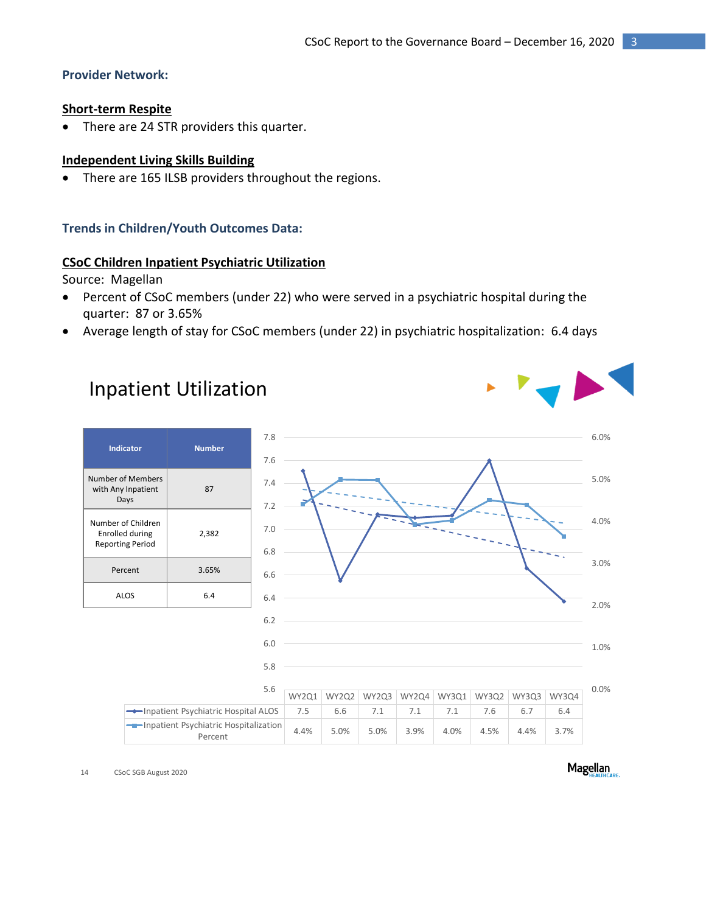### Provider Network:

**Short-term Respite**

- There are 24 STR providers this quarter.

**Independent Living Skills Building**

- There are 165 ILSB providers throughout the regions.

### Trends in Children/Youth Outcomes Data:

**CSoC Children Inpatient Psychiatric Utilization**

Source: Magellan

- Percent of CSoC members (under 22) who were served in a psychiatric hospital during the quarter: 87 or 3.65%
- Average length of stay for CSoC members (under 22) in psychiatric hospitalization: 6.4 days

## Inpatient Utilization

| Indicator | Number |
|---|---|
| Number of Members with Any Inpatient Days | 87 |
| Number of Children Enrolled during Reporting Period | 2,382 |
| Percent | 3.65% |
| ALOS | 6.4 |

| | WY2Q1 | WY2Q2 | WY2Q3 | WY2Q4 | WY3Q1 | WY3Q2 | WY3Q3 | WY3Q4 |
|---|---|---|---|---|---|---|---|---|
| Inpatient Psychiatric Hospital ALOS | 7.5 | 6.6 | 7.1 | 7.1 | 7.1 | 7.6 | 6.7 | 6.4 |
| Inpatient Psychiatric Hospitalization Percent | 4.4% | 5.0% | 5.0% | 3.9% | 4.0% | 4.5% | 4.4% | 3.7% |

CSoC SGB August 2020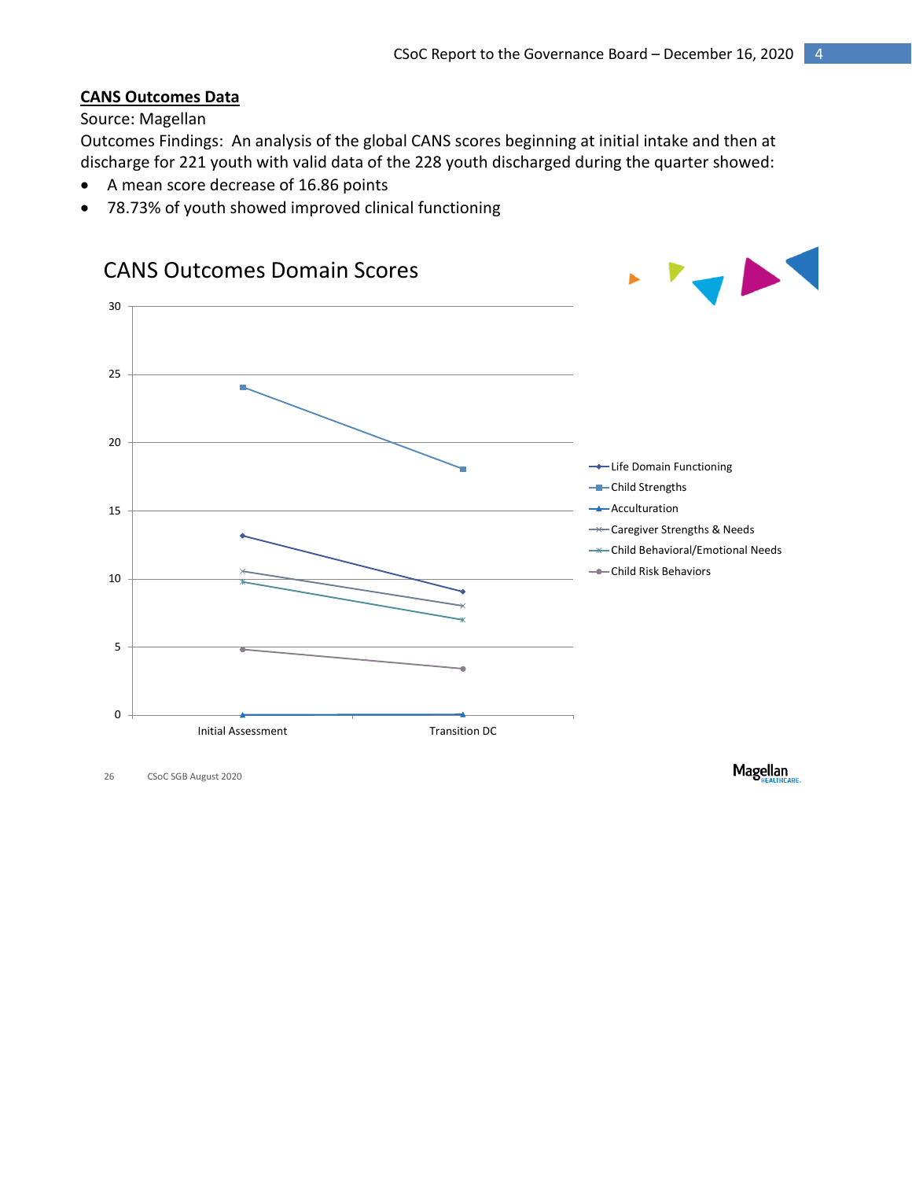**CANS Outcomes Data**

Source: Magellan

Outcomes Findings: An analysis of the global CANS scores beginning at initial intake and then at discharge for 221 youth with valid data of the 228 youth discharged during the quarter showed:

- A mean score decrease of 16.86 points
- 78.73% of youth showed improved clinical functioning

CANS Outcomes Domain Scores

| Domain | Initial Assessment | Transition DC |
| --- | --- | --- |
| Life Domain Functioning | ~13.2 | ~9.1 |
| Child Strengths | ~24.1 | ~18.1 |
| Acculturation | ~0 | ~0 |
| Caregiver Strengths & Needs | ~10.6 | ~8.1 |
| Child Behavioral/Emotional Needs | ~9.8 | ~7.0 |
| Child Risk Behaviors | ~4.8 | ~3.4 |

26 CSoC SGB August 2020

Magellan HEALTHCARE.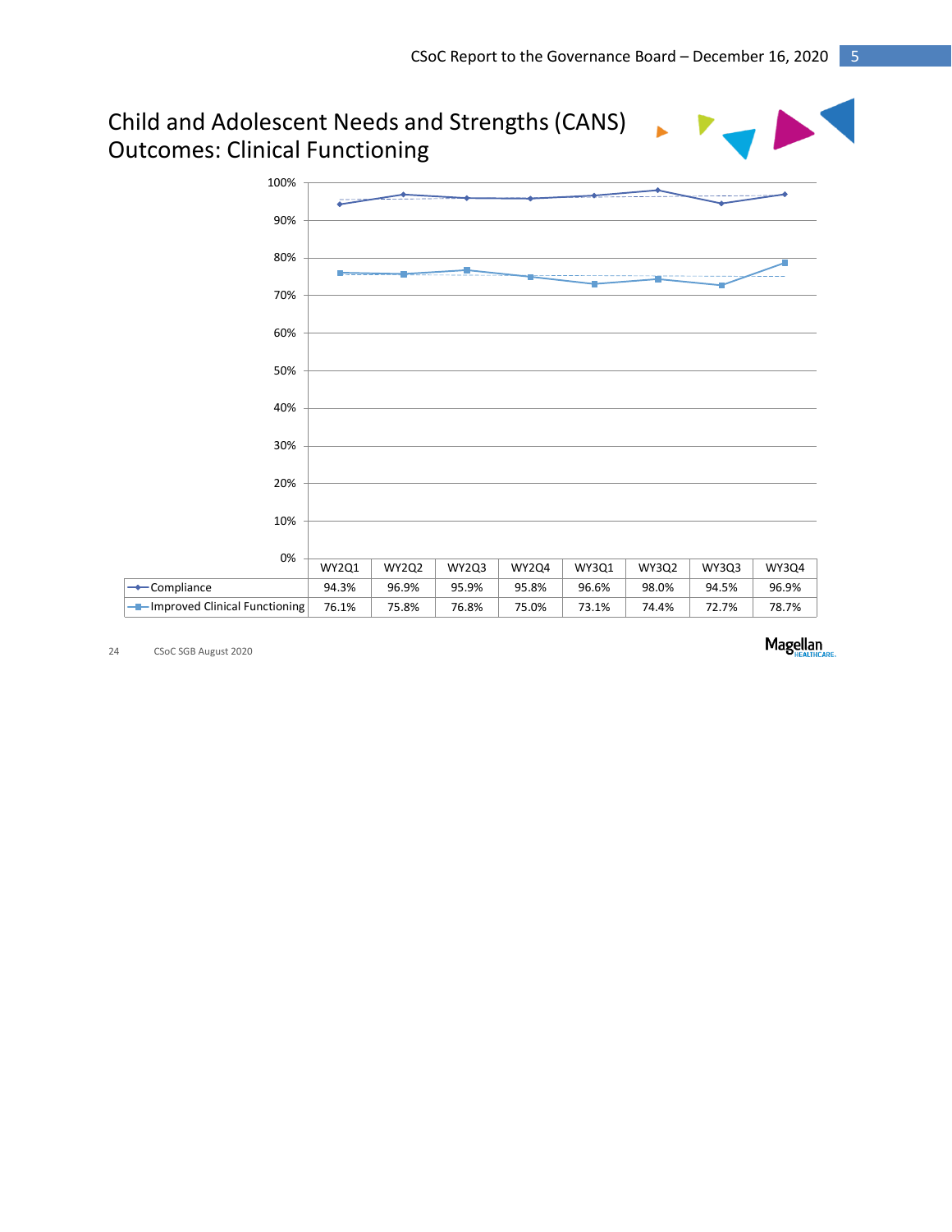# Child and Adolescent Needs and Strengths (CANS) Outcomes: Clinical Functioning

| | WY2Q1 | WY2Q2 | WY2Q3 | WY2Q4 | WY3Q1 | WY3Q2 | WY3Q3 | WY3Q4 |
|---|---|---|---|---|---|---|---|---|
| Compliance | 94.3% | 96.9% | 95.9% | 95.8% | 96.6% | 98.0% | 94.5% | 96.9% |
| Improved Clinical Functioning | 76.1% | 75.8% | 76.8% | 75.0% | 73.1% | 74.4% | 72.7% | 78.7% |

24 CSoC SGB August 2020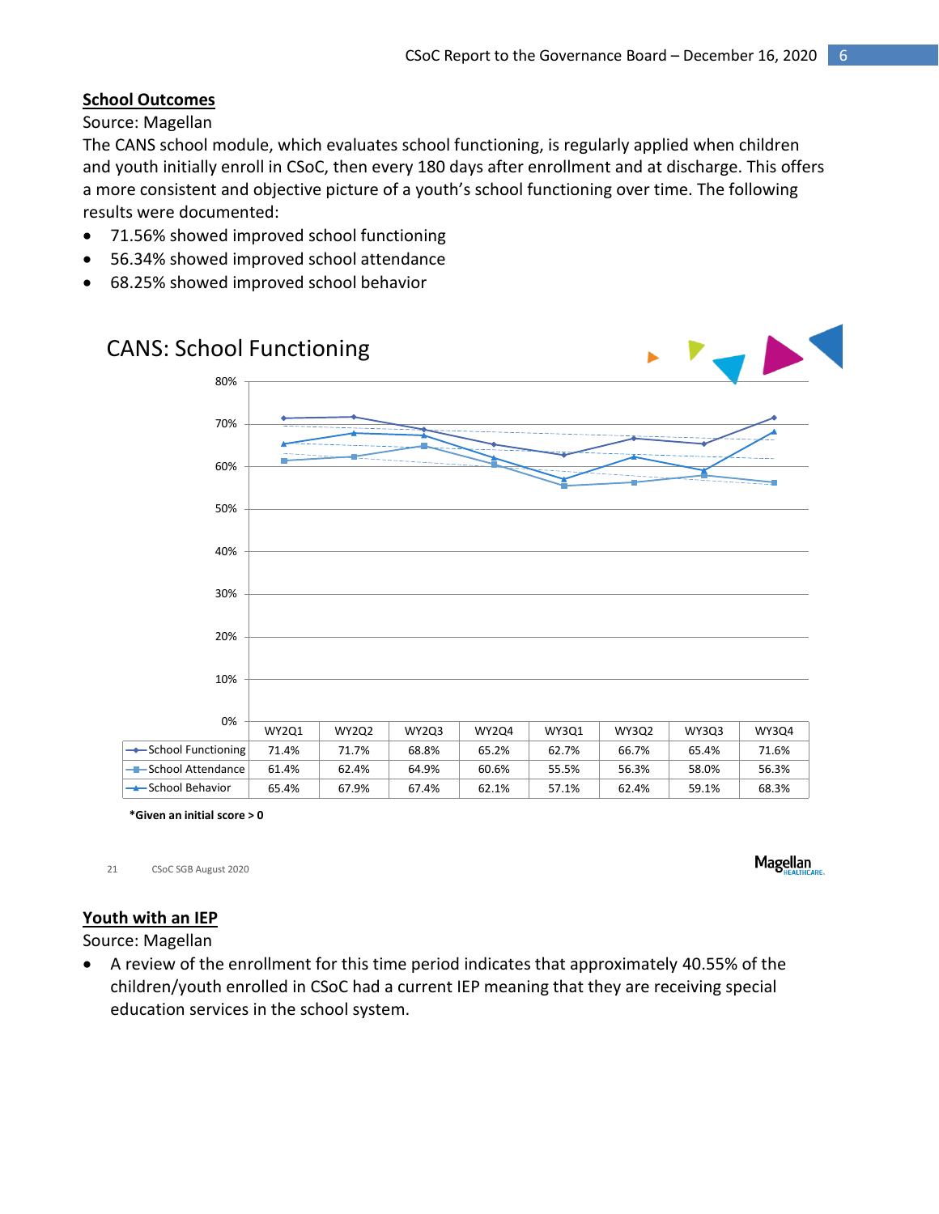## School Outcomes

Source: Magellan

The CANS school module, which evaluates school functioning, is regularly applied when children and youth initially enroll in CSoC, then every 180 days after enrollment and at discharge. This offers a more consistent and objective picture of a youth's school functioning over time. The following results were documented:

- 71.56% showed improved school functioning
- 56.34% showed improved school attendance
- 68.25% showed improved school behavior

### CANS: School Functioning

| | WY2Q1 | WY2Q2 | WY2Q3 | WY2Q4 | WY3Q1 | WY3Q2 | WY3Q3 | WY3Q4 |
|---|---|---|---|---|---|---|---|---|
| School Functioning | 71.4% | 71.7% | 68.8% | 65.2% | 62.7% | 66.7% | 65.4% | 71.6% |
| School Attendance | 61.4% | 62.4% | 64.9% | 60.6% | 55.5% | 56.3% | 58.0% | 56.3% |
| School Behavior | 65.4% | 67.9% | 67.4% | 62.1% | 57.1% | 62.4% | 59.1% | 68.3% |

**\*Given an initial score > 0**

21 CSoC SGB August 2020 Magellan HEALTHCARE

## Youth with an IEP

Source: Magellan

- A review of the enrollment for this time period indicates that approximately 40.55% of the children/youth enrolled in CSoC had a current IEP meaning that they are receiving special education services in the school system.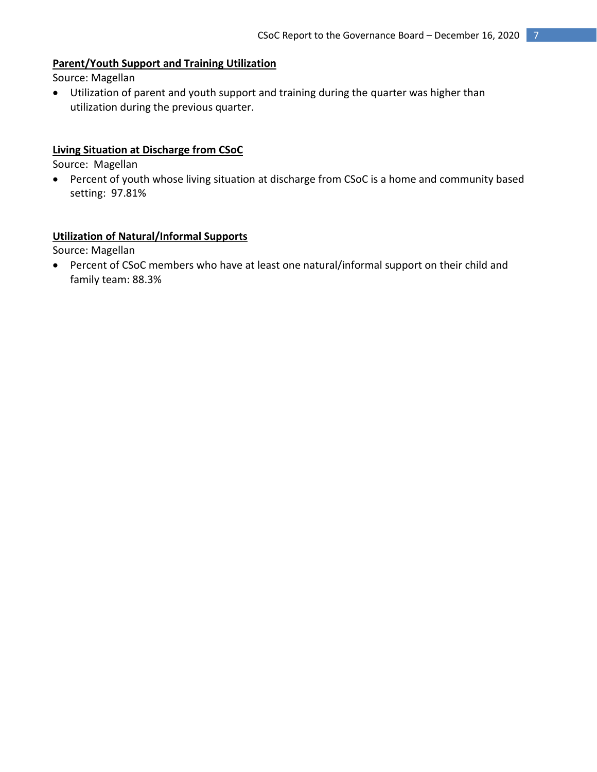**Parent/Youth Support and Training Utilization**

Source: Magellan

- Utilization of parent and youth support and training during the quarter was higher than utilization during the previous quarter.

**Living Situation at Discharge from CSoC**

Source: Magellan

- Percent of youth whose living situation at discharge from CSoC is a home and community based setting: 97.81%

**Utilization of Natural/Informal Supports**

Source: Magellan

- Percent of CSoC members who have at least one natural/informal support on their child and family team: 88.3%